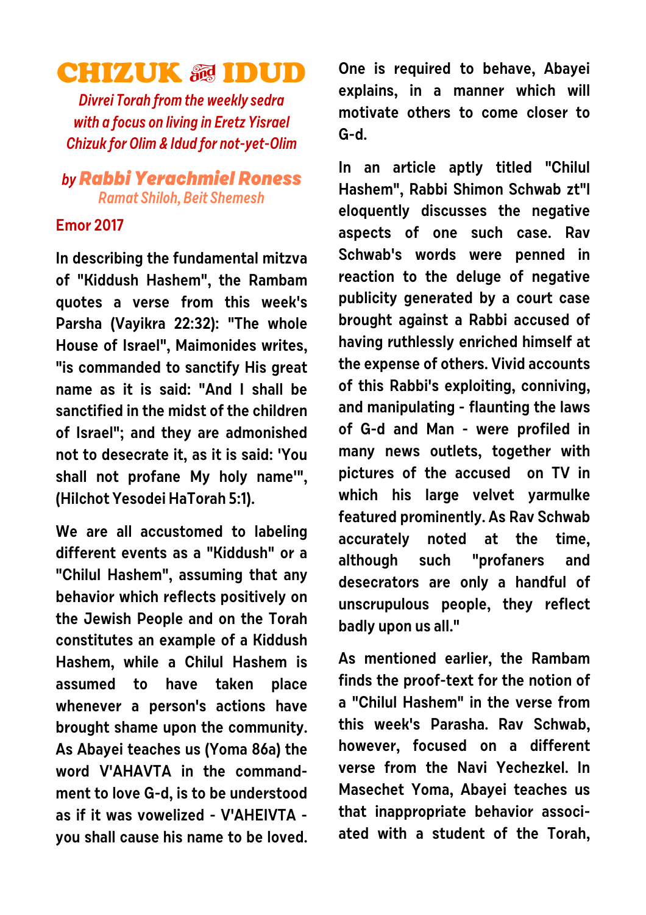# CHIZUK & IDUD

*Divrei Torah from the weekly sedra*
*with a focus on living in Eretz Yisrael*
*Chizuk for Olim & Idud for not-yet-Olim*

## by *Rabbi Yerachmiel Roness*

*Ramat Shiloh, Beit Shemesh*

**Emor 2017**

**In describing the fundamental mitzva of "Kiddush Hashem", the Rambam quotes a verse from this week's Parsha (Vayikra 22:32): "The whole House of Israel", Maimonides writes, "is commanded to sanctify His great name as it is said: "And I shall be sanctified in the midst of the children of Israel"; and they are admonished not to desecrate it, as it is said: 'You shall not profane My holy name'", (Hilchot Yesodei HaTorah 5:1).**

**We are all accustomed to labeling different events as a "Kiddush" or a "Chilul Hashem", assuming that any behavior which reflects positively on the Jewish People and on the Torah constitutes an example of a Kiddush Hashem, while a Chilul Hashem is assumed to have taken place whenever a person's actions have brought shame upon the community. As Abayei teaches us (Yoma 86a) the word V'AHAVTA in the commandment to love G-d, is to be understood as if it was vowelized - V'AHEIVTA - you shall cause his name to be loved. One is required to behave, Abayei explains, in a manner which will motivate others to come closer to G-d.**

**In an article aptly titled "Chilul Hashem", Rabbi Shimon Schwab zt"l eloquently discusses the negative aspects of one such case. Rav Schwab's words were penned in reaction to the deluge of negative publicity generated by a court case brought against a Rabbi accused of having ruthlessly enriched himself at the expense of others. Vivid accounts of this Rabbi's exploiting, conniving, and manipulating - flaunting the laws of G-d and Man - were profiled in many news outlets, together with pictures of the accused on TV in which his large velvet yarmulke featured prominently. As Rav Schwab accurately noted at the time, although such "profaners and desecrators are only a handful of unscrupulous people, they reflect badly upon us all."**

**As mentioned earlier, the Rambam finds the proof-text for the notion of a "Chilul Hashem" in the verse from this week's Parasha. Rav Schwab, however, focused on a different verse from the Navi Yechezkel. In Masechet Yoma, Abayei teaches us that inappropriate behavior associated with a student of the Torah,**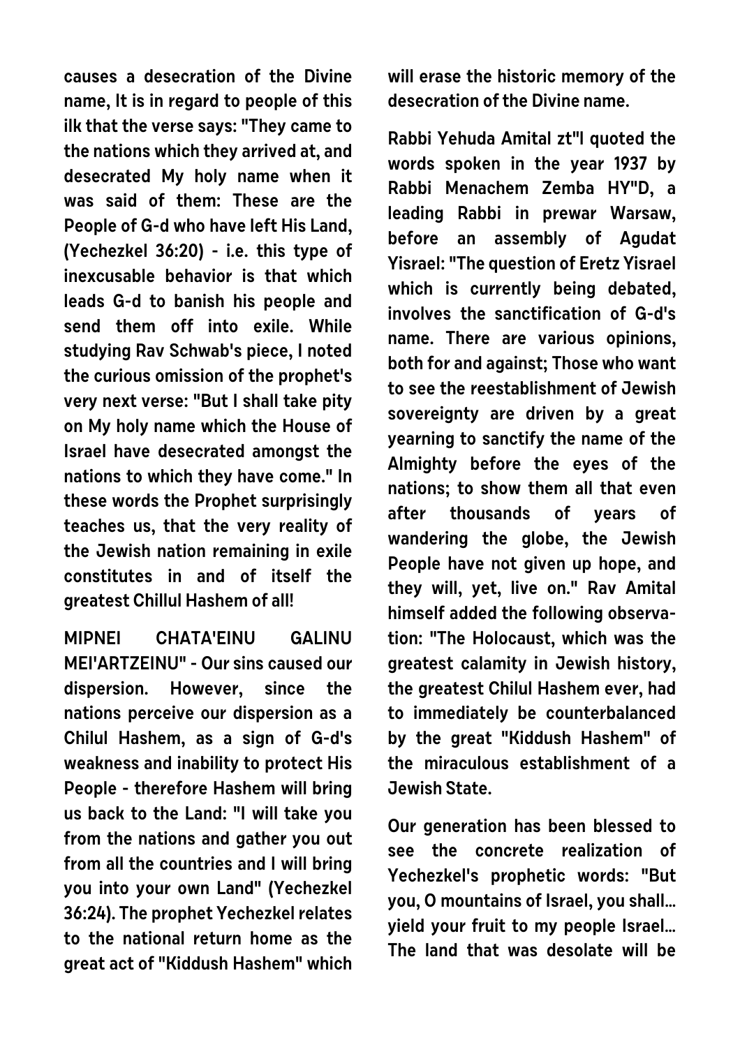**causes a desecration of the Divine name, It is in regard to people of this ilk that the verse says: "They came to the nations which they arrived at, and desecrated My holy name when it was said of them: These are the People of G-d who have left His Land, (Yechezkel 36:20) - i.e. this type of inexcusable behavior is that which leads G-d to banish his people and send them off into exile. While studying Rav Schwab's piece, I noted the curious omission of the prophet's very next verse: "But I shall take pity on My holy name which the House of Israel have desecrated amongst the nations to which they have come." In these words the Prophet surprisingly teaches us, that the very reality of the Jewish nation remaining in exile constitutes in and of itself the greatest Chillul Hashem of all!**

**MIPNEI CHATA'EINU GALINU MEI'ARTZEINU" - Our sins caused our dispersion. However, since the nations perceive our dispersion as a Chilul Hashem, as a sign of G-d's weakness and inability to protect His People - therefore Hashem will bring us back to the Land: "I will take you from the nations and gather you out from all the countries and I will bring you into your own Land" (Yechezkel 36:24). The prophet Yechezkel relates to the national return home as the great act of "Kiddush Hashem" which will erase the historic memory of the desecration of the Divine name.**

**Rabbi Yehuda Amital zt"l quoted the words spoken in the year 1937 by Rabbi Menachem Zemba HY"D, a leading Rabbi in prewar Warsaw, before an assembly of Agudat Yisrael: "The question of Eretz Yisrael which is currently being debated, involves the sanctification of G-d's name. There are various opinions, both for and against; Those who want to see the reestablishment of Jewish sovereignty are driven by a great yearning to sanctify the name of the Almighty before the eyes of the nations; to show them all that even after thousands of years of wandering the globe, the Jewish People have not given up hope, and they will, yet, live on." Rav Amital himself added the following observation: "The Holocaust, which was the greatest calamity in Jewish history, the greatest Chilul Hashem ever, had to immediately be counterbalanced by the great "Kiddush Hashem" of the miraculous establishment of a Jewish State.**

**Our generation has been blessed to see the concrete realization of Yechezkel's prophetic words: "But you, O mountains of Israel, you shall... yield your fruit to my people Israel... The land that was desolate will be**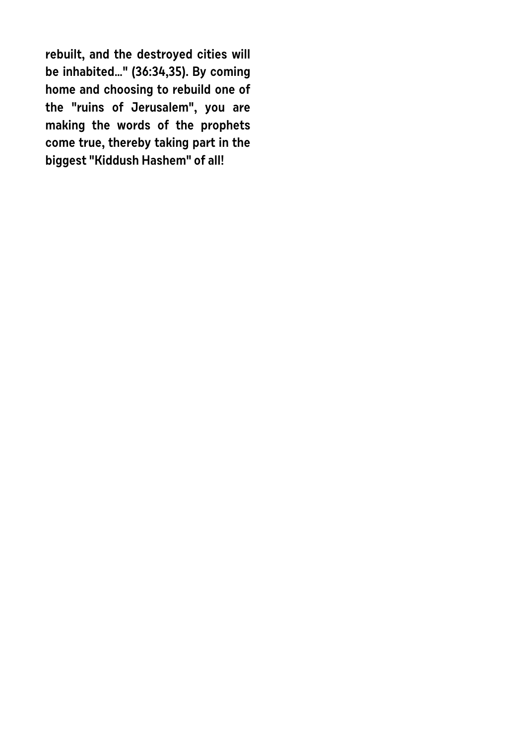**rebuilt, and the destroyed cities will be inhabited..." (36:34,35). By coming home and choosing to rebuild one of the "ruins of Jerusalem", you are making the words of the prophets come true, thereby taking part in the biggest "Kiddush Hashem" of all!**